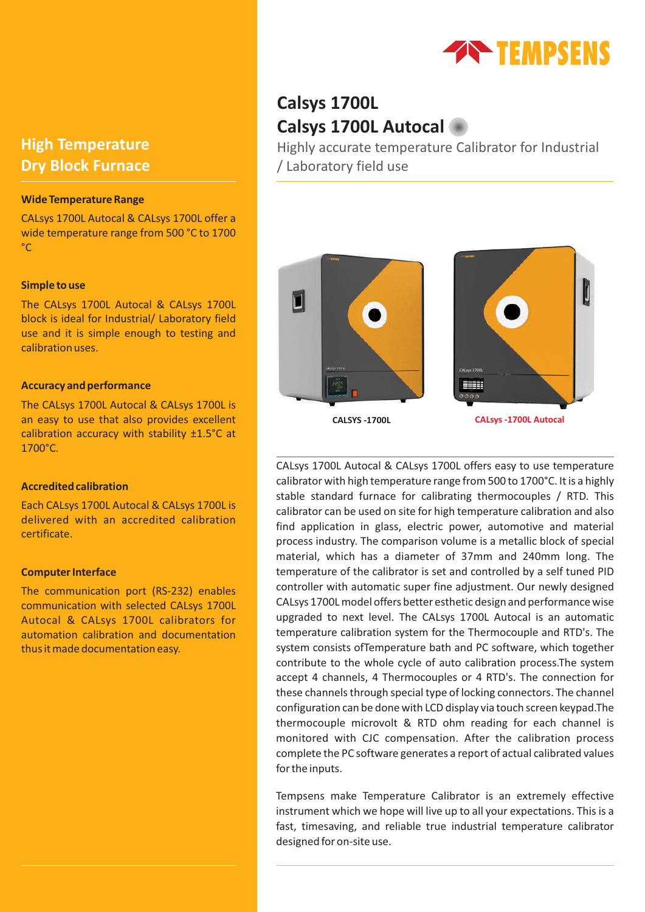TEMPSENS

# Calsys 1700L
# Calsys 1700L Autocal

Highly accurate temperature Calibrator for Industrial / Laboratory field use

## High Temperature Dry Block Furnace

### Wide Temperature Range

CALsys 1700L Autocal & CALsys 1700L offer a wide temperature range from 500 °C to 1700 °C

### Simple to use

The CALsys 1700L Autocal & CALsys 1700L block is ideal for Industrial/ Laboratory field use and it is simple enough to testing and calibration uses.

### Accuracy and performance

The CALsys 1700L Autocal & CALsys 1700L is an easy to use that also provides excellent calibration accuracy with stability ±1.5°C at 1700°C.

### Accredited calibration

Each CALsys 1700L Autocal & CALsys 1700L is delivered with an accredited calibration certificate.

### Computer Interface

The communication port (RS-232) enables communication with selected CALsys 1700L Autocal & CALsys 1700L calibrators for automation calibration and documentation thus it made documentation easy.

CALSYS -1700L

CALsys -1700L Autocal

CALsys 1700L Autocal & CALsys 1700L offers easy to use temperature calibrator with high temperature range from 500 to 1700°C. It is a highly stable standard furnace for calibrating thermocouples / RTD. This calibrator can be used on site for high temperature calibration and also find application in glass, electric power, automotive and material process industry. The comparison volume is a metallic block of special material, which has a diameter of 37mm and 240mm long. The temperature of the calibrator is set and controlled by a self tuned PID controller with automatic super fine adjustment. Our newly designed CALsys 1700L model offers better esthetic design and performance wise upgraded to next level. The CALsys 1700L Autocal is an automatic temperature calibration system for the Thermocouple and RTD's. The system consists ofTemperature bath and PC software, which together contribute to the whole cycle of auto calibration process.The system accept 4 channels, 4 Thermocouples or 4 RTD's. The connection for these channels through special type of locking connectors. The channel configuration can be done with LCD display via touch screen keypad.The thermocouple microvolt & RTD ohm reading for each channel is monitored with CJC compensation. After the calibration process complete the PC software generates a report of actual calibrated values for the inputs.

Tempsens make Temperature Calibrator is an extremely effective instrument which we hope will live up to all your expectations. This is a fast, timesaving, and reliable true industrial temperature calibrator designed for on-site use.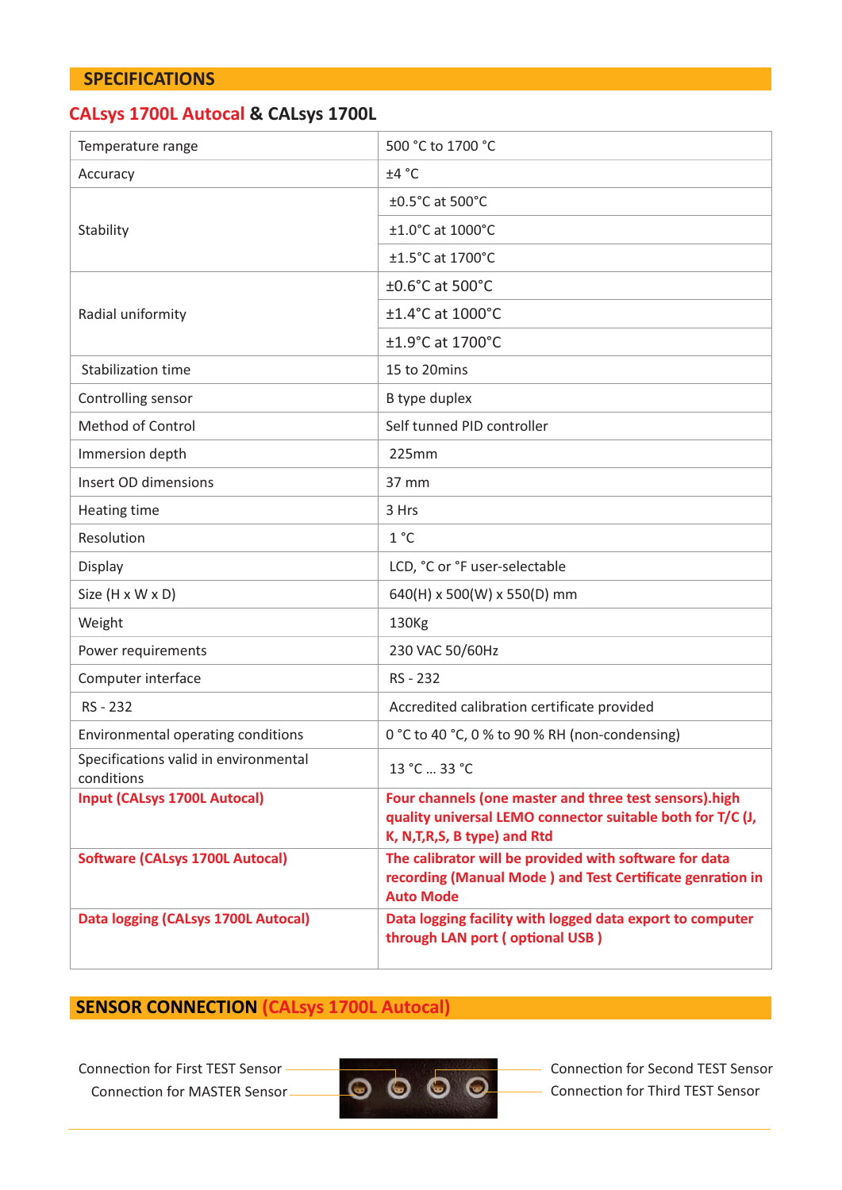## SPECIFICATIONS

### CALsys 1700L Autocal & CALsys 1700L

| | |
|---|---|
| Temperature range | 500 °C to 1700 °C |
| Accuracy | ±4 °C |
| Stability | ±0.5°C at 500°C |
| | ±1.0°C at 1000°C |
| | ±1.5°C at 1700°C |
| Radial uniformity | ±0.6°C at 500°C |
| | ±1.4°C at 1000°C |
| | ±1.9°C at 1700°C |
| Stabilization time | 15 to 20mins |
| Controlling sensor | B type duplex |
| Method of Control | Self tunned PID controller |
| Immersion depth | 225mm |
| Insert OD dimensions | 37 mm |
| Heating time | 3 Hrs |
| Resolution | 1 °C |
| Display | LCD, °C or °F user-selectable |
| Size (H x W x D) | 640(H) x 500(W) x 550(D) mm |
| Weight | 130Kg |
| Power requirements | 230 VAC 50/60Hz |
| Computer interface | RS - 232 |
| RS - 232 | Accredited calibration certificate provided |
| Environmental operating conditions | 0 °C to 40 °C, 0 % to 90 % RH (non-condensing) |
| Specifications valid in environmental conditions | 13 °C ... 33 °C |
| **Input (CALsys 1700L Autocal)** | **Four channels (one master and three test sensors).high quality universal LEMO connector suitable both for T/C (J, K, N,T,R,S, B type) and Rtd** |
| **Software (CALsys 1700L Autocal)** | **The calibrator will be provided with software for data recording (Manual Mode ) and Test Certificate genration in Auto Mode** |
| **Data logging (CALsys 1700L Autocal)** | **Data logging facility with logged data export to computer through LAN port ( optional USB )** |

## SENSOR CONNECTION (CALsys 1700L Autocal)

Connection for First TEST Sensor

Connection for MASTER Sensor

Connection for Second TEST Sensor

Connection for Third TEST Sensor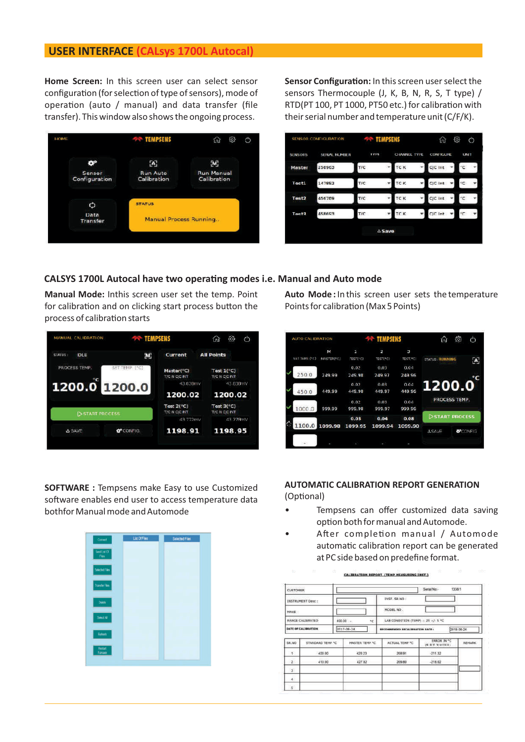## USER INTERFACE (CALsys 1700L Autocal)

**Home Screen:** In this screen user can select sensor configuration (for selection of type of sensors), mode of operation (auto / manual) and data transfer (file transfer). This window also shows the ongoing process.

**Sensor Configuration:** In this screen user select the sensors Thermocouple (J, K, B, N, R, S, T type) / RTD(PT 100, PT 1000, PT50 etc.) for calibration with their serial number and temperature unit (C/F/K).

### CALSYS 1700L Autocal have two operating modes i.e. Manual and Auto mode

**Manual Mode:** Inthis screen user set the temp. Point for calibration and on clicking start process button the process of calibration starts

**Auto Mode :** In this screen user sets the temperature Points for calibration (Max 5 Points)

**SOFTWARE :** Tempsens make Easy to use Customized software enables end user to access temperature data bothfor Manual mode and Automode

**AUTOMATIC CALIBRATION REPORT GENERATION** (Optional)

- Tempsens can offer customized data saving option both for manual and Automode.
- After completion manual / Automode automatic calibration report can be generated at PC side based on predefine format.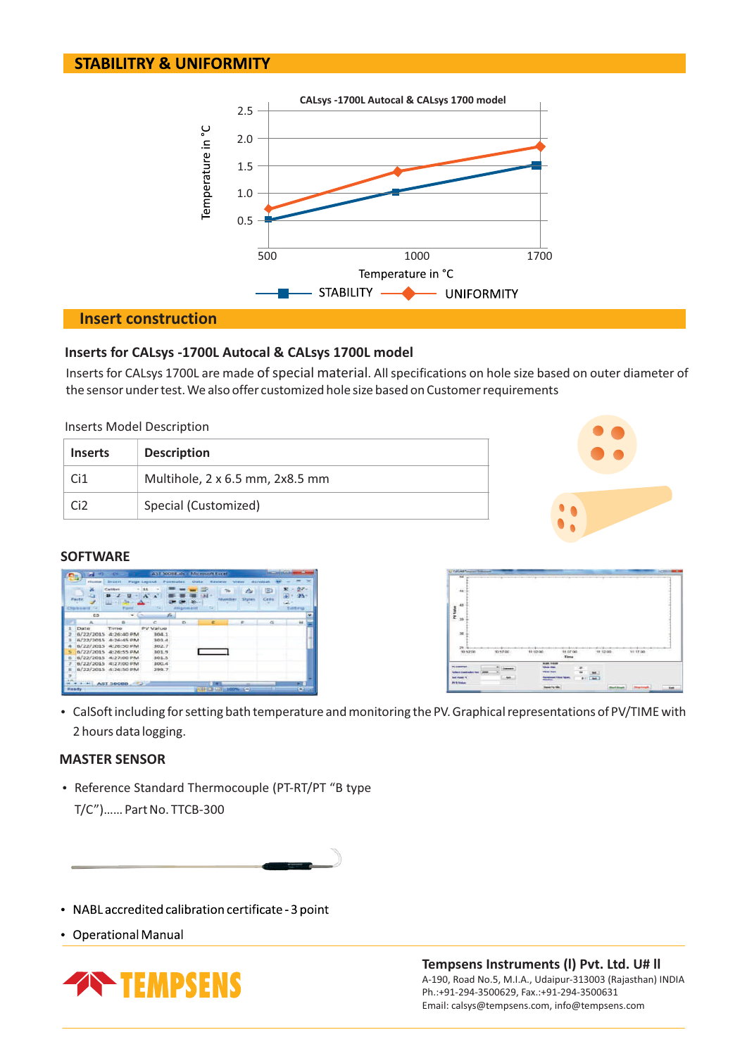## STABILITRY & UNIFORMITY

CALsys -1700L Autocal & CALsys 1700 model

Temperature in °C

2.5
2.0
1.5
1.0
0.5

500
1000
1700

Temperature in °C

STABILITY
UNIFORMITY

## Insert construction

### Inserts for CALsys -1700L Autocal & CALsys 1700L model

Inserts for CALsys 1700L are made of special material. All specifications on hole size based on outer diameter of the sensor under test. We also offer customized hole size based on Customer requirements

Inserts Model Description

| Inserts | Description |
|---|---|
| Ci1 | Multihole, 2 x 6.5 mm, 2x8.5 mm |
| Ci2 | Special (Customized) |

### SOFTWARE

- CalSoft including for setting bath temperature and monitoring the PV. Graphical representations of PV/TIME with 2 hours data logging.

### MASTER SENSOR

- Reference Standard Thermocouple (PT-RT/PT "B type T/C")...... Part No. TTCB-300

- NABL accredited calibration certificate - 3 point
- Operational Manual

TEMPSENS

**Tempsens Instruments (I) Pvt. Ltd. U# II**
A-190, Road No.5, M.I.A., Udaipur-313003 (Rajasthan) INDIA
Ph.:+91-294-3500629, Fax.:+91-294-3500631
Email: calsys@tempsens.com, info@tempsens.com